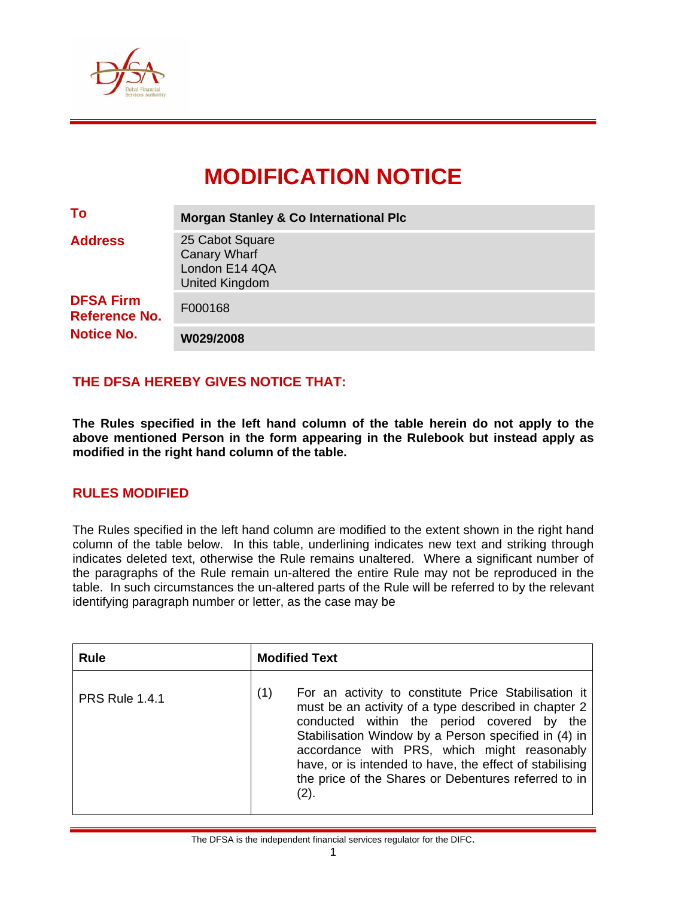# MODIFICATION NOTICE

| | |
|---|---|
| **To** | **Morgan Stanley & Co International Plc** |
| **Address** | 25 Cabot Square<br>Canary Wharf<br>London E14 4QA<br>United Kingdom |
| **DFSA Firm Reference No.** | F000168 |
| **Notice No.** | **W029/2008** |

## THE DFSA HEREBY GIVES NOTICE THAT:

**The Rules specified in the left hand column of the table herein do not apply to the above mentioned Person in the form appearing in the Rulebook but instead apply as modified in the right hand column of the table.**

## RULES MODIFIED

The Rules specified in the left hand column are modified to the extent shown in the right hand column of the table below. In this table, underlining indicates new text and striking through indicates deleted text, otherwise the Rule remains unaltered. Where a significant number of the paragraphs of the Rule remain un-altered the entire Rule may not be reproduced in the table. In such circumstances the un-altered parts of the Rule will be referred to by the relevant identifying paragraph number or letter, as the case may be

| Rule | Modified Text |
|---|---|
| PRS Rule 1.4.1 | (1) For an activity to constitute Price Stabilisation it must be an activity of a type described in chapter 2 conducted within the period covered by the Stabilisation Window by a Person specified in (4) in accordance with PRS, which might reasonably have, or is intended to have, the effect of stabilising the price of the Shares or Debentures referred to in (2). |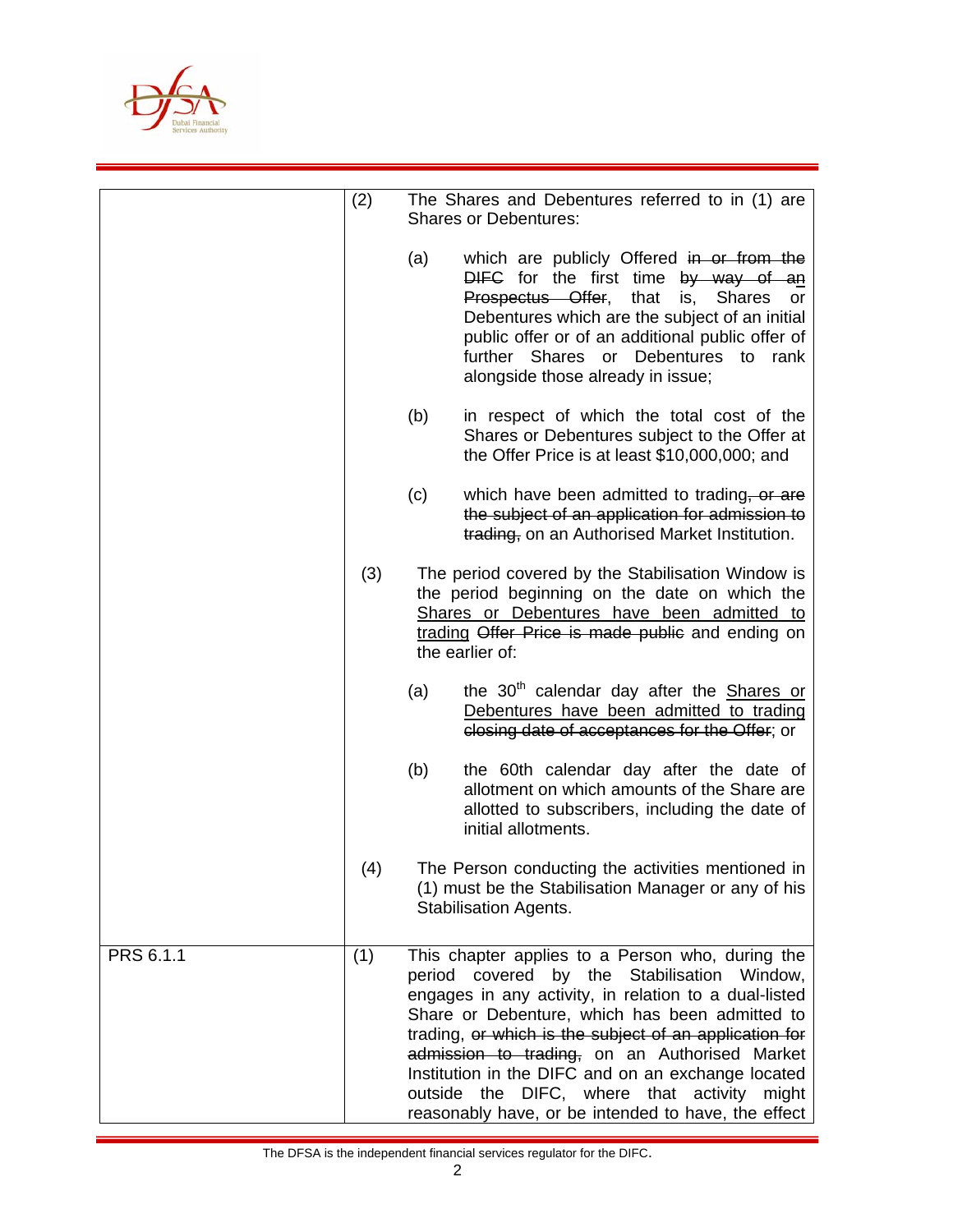| | | |
|---|---|---|
| | (2) | The Shares and Debentures referred to in (1) are Shares or Debentures:<br><br>(a) which are publicly Offered ~~in or from the DIFC~~ for the first time ~~by way of an Prospectus Offer~~, that is, Shares or Debentures which are the subject of an initial public offer or of an additional public offer of further Shares or Debentures to rank alongside those already in issue;<br><br>(b) in respect of which the total cost of the Shares or Debentures subject to the Offer at the Offer Price is at least $10,000,000; and<br><br>(c) which have been admitted to trading~~, or are the subject of an application for admission to trading,~~ on an Authorised Market Institution. |
| | (3) | The period covered by the Stabilisation Window is the period beginning on the date on which the <u>Shares or Debentures have been admitted to trading</u> ~~Offer Price is made public~~ and ending on the earlier of:<br><br>(a) the 30th calendar day after the <u>Shares or Debentures have been admitted to trading</u> ~~closing date of acceptances for the Offer~~; or<br><br>(b) the 60th calendar day after the date of allotment on which amounts of the Share are allotted to subscribers, including the date of initial allotments. |
| | (4) | The Person conducting the activities mentioned in (1) must be the Stabilisation Manager or any of his Stabilisation Agents. |
| PRS 6.1.1 | (1) | This chapter applies to a Person who, during the period covered by the Stabilisation Window, engages in any activity, in relation to a dual-listed Share or Debenture, which has been admitted to trading, ~~or which is the subject of an application for admission to trading,~~ on an Authorised Market Institution in the DIFC and on an exchange located outside the DIFC, where that activity might reasonably have, or be intended to have, the effect |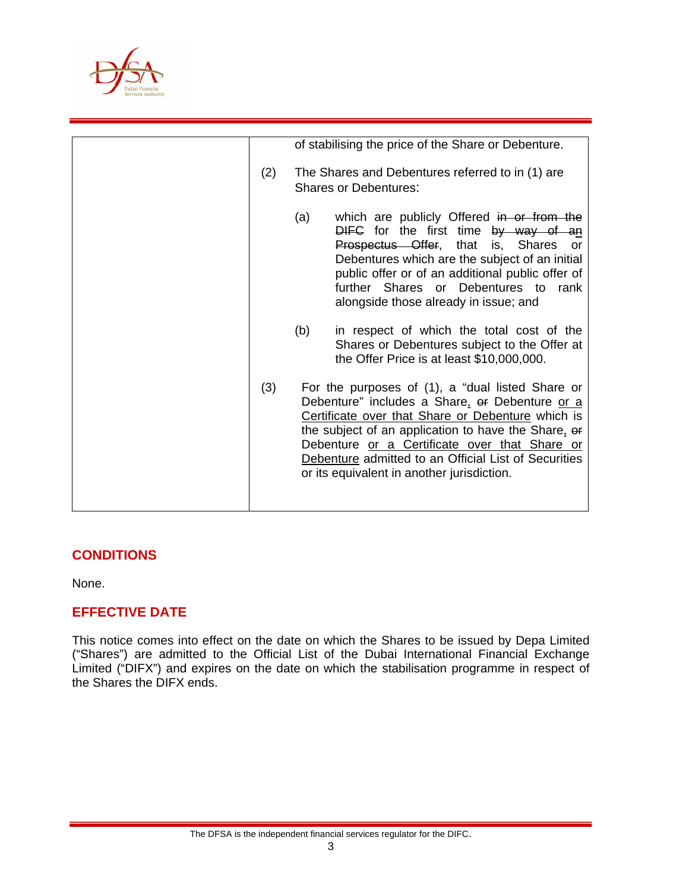|  | of stabilising the price of the Share or Debenture.<br><br>(2) The Shares and Debentures referred to in (1) are Shares or Debentures:<br><br>(a) which are publicly Offered ~~in or from the DIFC~~ for the first time ~~by way of an Prospectus Offer~~, that is, Shares or Debentures which are the subject of an initial public offer or of an additional public offer of further Shares or Debentures to rank alongside those already in issue; and<br><br>(b) in respect of which the total cost of the Shares or Debentures subject to the Offer at the Offer Price is at least $10,000,000.<br><br>(3) For the purposes of (1), a "dual listed Share or Debenture" includes a Share, ~~or~~ Debenture or a Certificate over that Share or Debenture which is the subject of an application to have the Share, ~~or~~ Debenture or a Certificate over that Share or Debenture admitted to an Official List of Securities or its equivalent in another jurisdiction. |
|---|---|

## CONDITIONS

None.

## EFFECTIVE DATE

This notice comes into effect on the date on which the Shares to be issued by Depa Limited ("Shares") are admitted to the Official List of the Dubai International Financial Exchange Limited ("DIFX") and expires on the date on which the stabilisation programme in respect of the Shares the DIFX ends.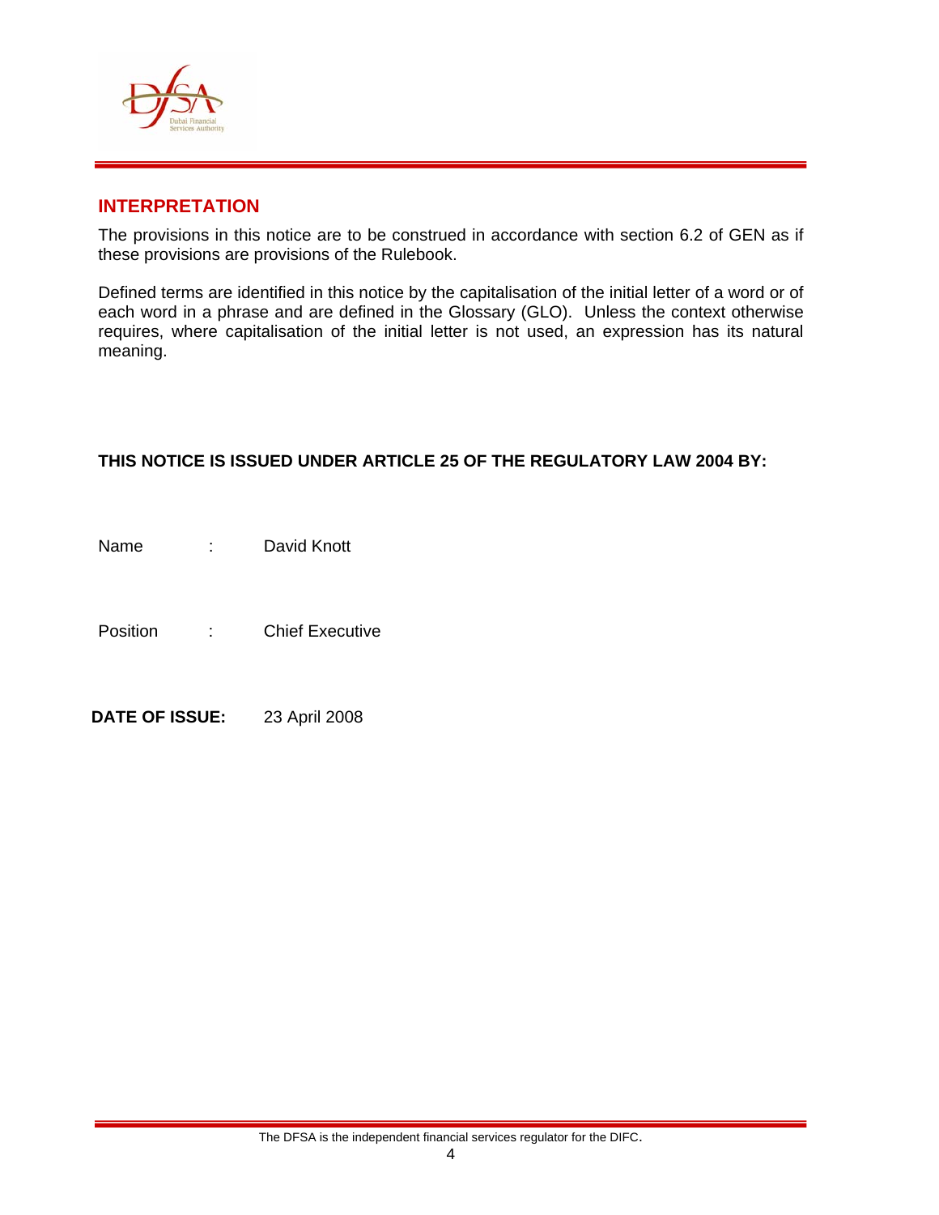## INTERPRETATION

The provisions in this notice are to be construed in accordance with section 6.2 of GEN as if these provisions are provisions of the Rulebook.

Defined terms are identified in this notice by the capitalisation of the initial letter of a word or of each word in a phrase and are defined in the Glossary (GLO). Unless the context otherwise requires, where capitalisation of the initial letter is not used, an expression has its natural meaning.

**THIS NOTICE IS ISSUED UNDER ARTICLE 25 OF THE REGULATORY LAW 2004 BY:**

Name : David Knott

Position : Chief Executive

**DATE OF ISSUE:** 23 April 2008

The DFSA is the independent financial services regulator for the DIFC.